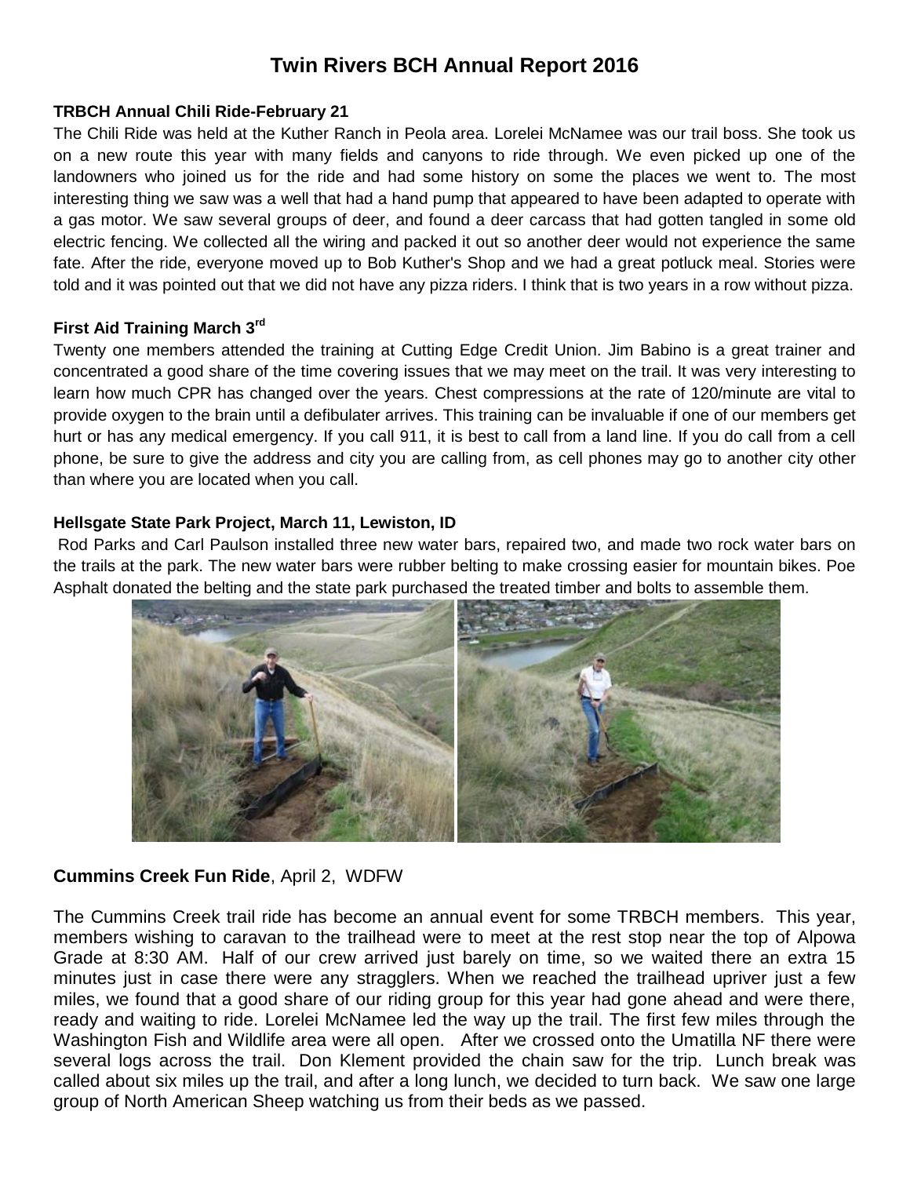# Twin Rivers BCH Annual Report 2016

### TRBCH Annual Chili Ride-February 21

The Chili Ride was held at the Kuther Ranch in Peola area. Lorelei McNamee was our trail boss. She took us on a new route this year with many fields and canyons to ride through. We even picked up one of the landowners who joined us for the ride and had some history on some the places we went to. The most interesting thing we saw was a well that had a hand pump that appeared to have been adapted to operate with a gas motor. We saw several groups of deer, and found a deer carcass that had gotten tangled in some old electric fencing. We collected all the wiring and packed it out so another deer would not experience the same fate. After the ride, everyone moved up to Bob Kuther's Shop and we had a great potluck meal. Stories were told and it was pointed out that we did not have any pizza riders. I think that is two years in a row without pizza.

### First Aid Training March 3rd

Twenty one members attended the training at Cutting Edge Credit Union. Jim Babino is a great trainer and concentrated a good share of the time covering issues that we may meet on the trail. It was very interesting to learn how much CPR has changed over the years. Chest compressions at the rate of 120/minute are vital to provide oxygen to the brain until a defibulater arrives. This training can be invaluable if one of our members get hurt or has any medical emergency. If you call 911, it is best to call from a land line. If you do call from a cell phone, be sure to give the address and city you are calling from, as cell phones may go to another city other than where you are located when you call.

### Hellsgate State Park Project, March 11, Lewiston, ID

Rod Parks and Carl Paulson installed three new water bars, repaired two, and made two rock water bars on the trails at the park. The new water bars were rubber belting to make crossing easier for mountain bikes. Poe Asphalt donated the belting and the state park purchased the treated timber and bolts to assemble them.

### Cummins Creek Fun Ride, April 2, WDFW

The Cummins Creek trail ride has become an annual event for some TRBCH members. This year, members wishing to caravan to the trailhead were to meet at the rest stop near the top of Alpowa Grade at 8:30 AM. Half of our crew arrived just barely on time, so we waited there an extra 15 minutes just in case there were any stragglers. When we reached the trailhead upriver just a few miles, we found that a good share of our riding group for this year had gone ahead and were there, ready and waiting to ride. Lorelei McNamee led the way up the trail. The first few miles through the Washington Fish and Wildlife area were all open. After we crossed onto the Umatilla NF there were several logs across the trail. Don Klement provided the chain saw for the trip. Lunch break was called about six miles up the trail, and after a long lunch, we decided to turn back. We saw one large group of North American Sheep watching us from their beds as we passed.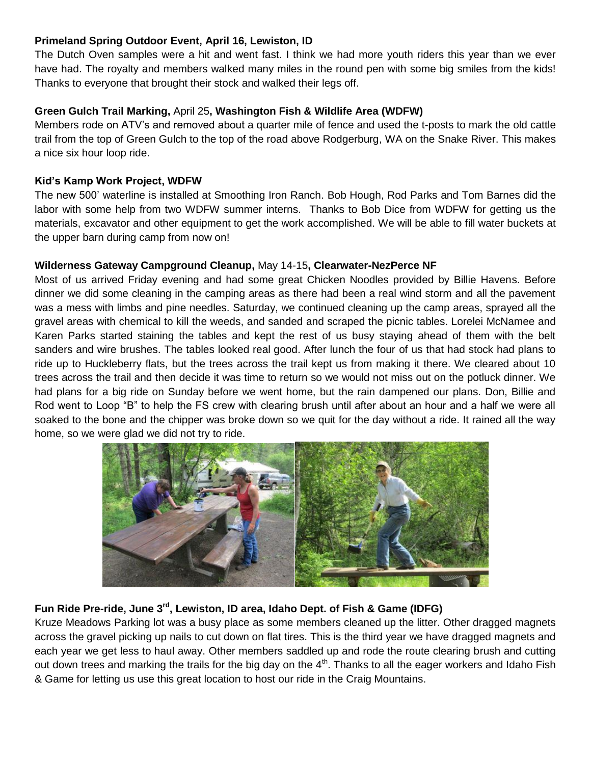**Primeland Spring Outdoor Event, April 16, Lewiston, ID**

The Dutch Oven samples were a hit and went fast. I think we had more youth riders this year than we ever have had. The royalty and members walked many miles in the round pen with some big smiles from the kids! Thanks to everyone that brought their stock and walked their legs off.

**Green Gulch Trail Marking,** April 25**, Washington Fish & Wildlife Area (WDFW)**

Members rode on ATV's and removed about a quarter mile of fence and used the t-posts to mark the old cattle trail from the top of Green Gulch to the top of the road above Rodgerburg, WA on the Snake River. This makes a nice six hour loop ride.

**Kid's Kamp Work Project, WDFW**

The new 500' waterline is installed at Smoothing Iron Ranch. Bob Hough, Rod Parks and Tom Barnes did the labor with some help from two WDFW summer interns. Thanks to Bob Dice from WDFW for getting us the materials, excavator and other equipment to get the work accomplished. We will be able to fill water buckets at the upper barn during camp from now on!

**Wilderness Gateway Campground Cleanup,** May 14-15**, Clearwater-NezPerce NF**

Most of us arrived Friday evening and had some great Chicken Noodles provided by Billie Havens. Before dinner we did some cleaning in the camping areas as there had been a real wind storm and all the pavement was a mess with limbs and pine needles. Saturday, we continued cleaning up the camp areas, sprayed all the gravel areas with chemical to kill the weeds, and sanded and scraped the picnic tables. Lorelei McNamee and Karen Parks started staining the tables and kept the rest of us busy staying ahead of them with the belt sanders and wire brushes. The tables looked real good. After lunch the four of us that had stock had plans to ride up to Huckleberry flats, but the trees across the trail kept us from making it there. We cleared about 10 trees across the trail and then decide it was time to return so we would not miss out on the potluck dinner. We had plans for a big ride on Sunday before we went home, but the rain dampened our plans. Don, Billie and Rod went to Loop "B" to help the FS crew with clearing brush until after about an hour and a half we were all soaked to the bone and the chipper was broke down so we quit for the day without a ride. It rained all the way home, so we were glad we did not try to ride.

**Fun Ride Pre-ride, June 3rd, Lewiston, ID area, Idaho Dept. of Fish & Game (IDFG)**

Kruze Meadows Parking lot was a busy place as some members cleaned up the litter. Other dragged magnets across the gravel picking up nails to cut down on flat tires. This is the third year we have dragged magnets and each year we get less to haul away. Other members saddled up and rode the route clearing brush and cutting out down trees and marking the trails for the big day on the 4th. Thanks to all the eager workers and Idaho Fish & Game for letting us use this great location to host our ride in the Craig Mountains.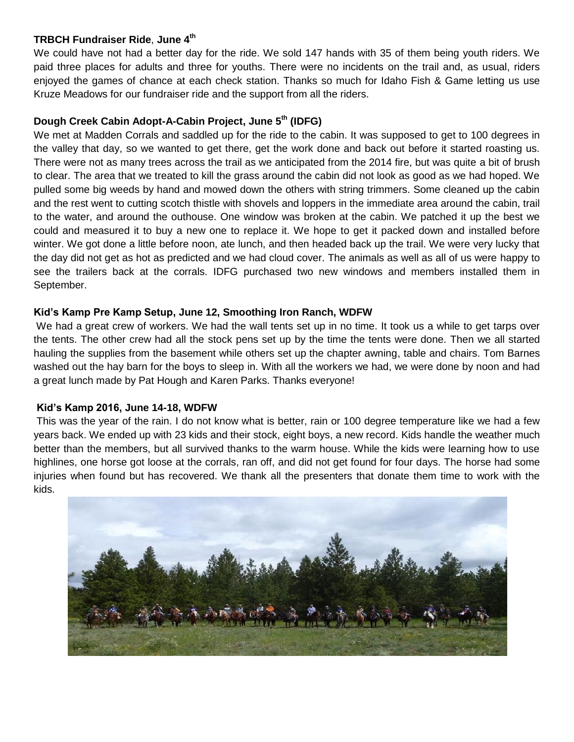**TRBCH Fundraiser Ride**, **June 4th**

We could have not had a better day for the ride. We sold 147 hands with 35 of them being youth riders. We paid three places for adults and three for youths. There were no incidents on the trail and, as usual, riders enjoyed the games of chance at each check station. Thanks so much for Idaho Fish & Game letting us use Kruze Meadows for our fundraiser ride and the support from all the riders.

**Dough Creek Cabin Adopt-A-Cabin Project, June 5th (IDFG)**

We met at Madden Corrals and saddled up for the ride to the cabin. It was supposed to get to 100 degrees in the valley that day, so we wanted to get there, get the work done and back out before it started roasting us. There were not as many trees across the trail as we anticipated from the 2014 fire, but was quite a bit of brush to clear. The area that we treated to kill the grass around the cabin did not look as good as we had hoped. We pulled some big weeds by hand and mowed down the others with string trimmers. Some cleaned up the cabin and the rest went to cutting scotch thistle with shovels and loppers in the immediate area around the cabin, trail to the water, and around the outhouse. One window was broken at the cabin. We patched it up the best we could and measured it to buy a new one to replace it. We hope to get it packed down and installed before winter. We got done a little before noon, ate lunch, and then headed back up the trail. We were very lucky that the day did not get as hot as predicted and we had cloud cover. The animals as well as all of us were happy to see the trailers back at the corrals. IDFG purchased two new windows and members installed them in September.

**Kid's Kamp Pre Kamp Setup, June 12, Smoothing Iron Ranch, WDFW**

We had a great crew of workers. We had the wall tents set up in no time. It took us a while to get tarps over the tents. The other crew had all the stock pens set up by the time the tents were done. Then we all started hauling the supplies from the basement while others set up the chapter awning, table and chairs. Tom Barnes washed out the hay barn for the boys to sleep in. With all the workers we had, we were done by noon and had a great lunch made by Pat Hough and Karen Parks. Thanks everyone!

**Kid's Kamp 2016, June 14-18, WDFW**

This was the year of the rain. I do not know what is better, rain or 100 degree temperature like we had a few years back. We ended up with 23 kids and their stock, eight boys, a new record. Kids handle the weather much better than the members, but all survived thanks to the warm house. While the kids were learning how to use highlines, one horse got loose at the corrals, ran off, and did not get found for four days. The horse had some injuries when found but has recovered. We thank all the presenters that donate them time to work with the kids.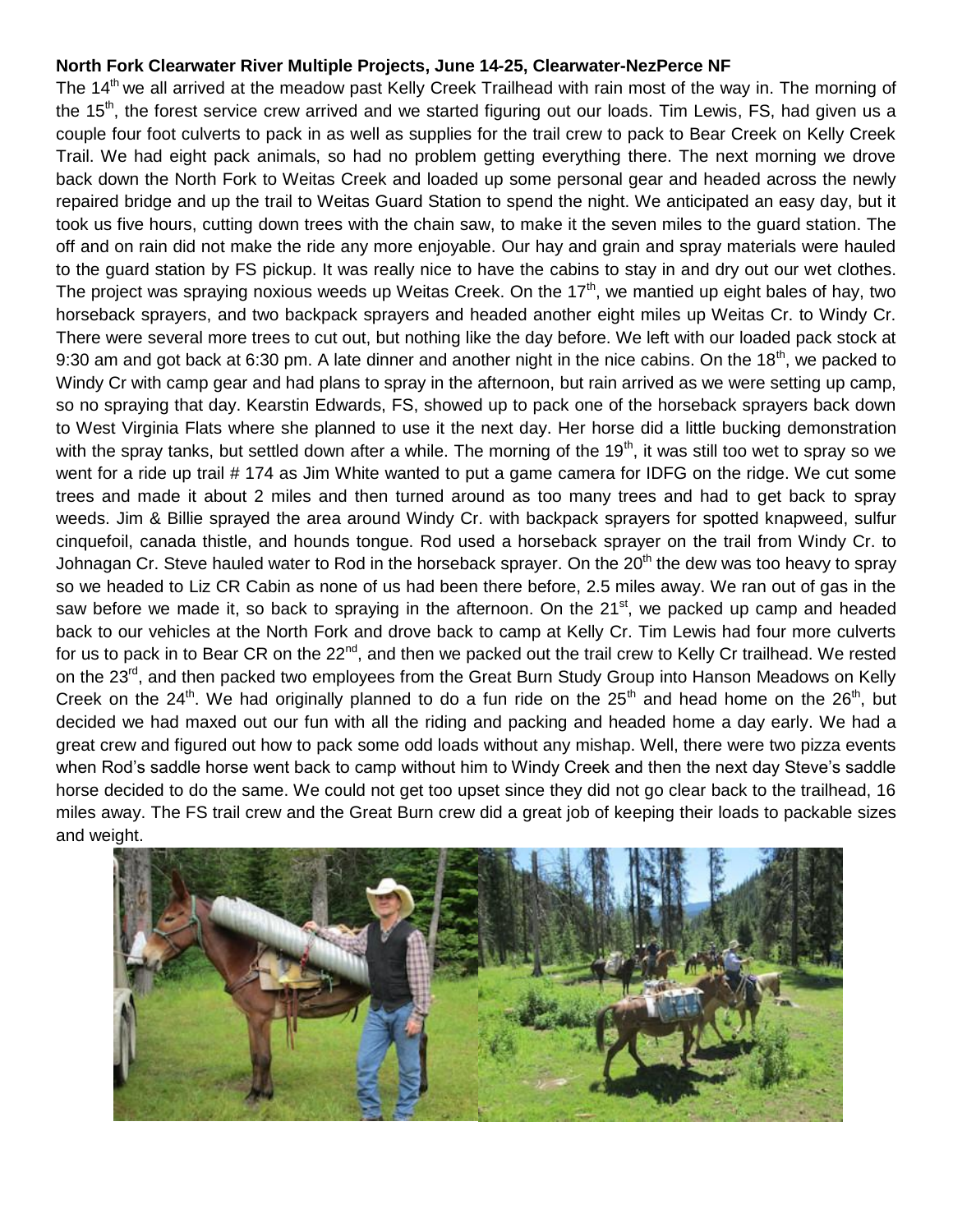**North Fork Clearwater River Multiple Projects, June 14-25, Clearwater-NezPerce NF**

The 14th we all arrived at the meadow past Kelly Creek Trailhead with rain most of the way in. The morning of the 15th, the forest service crew arrived and we started figuring out our loads. Tim Lewis, FS, had given us a couple four foot culverts to pack in as well as supplies for the trail crew to pack to Bear Creek on Kelly Creek Trail. We had eight pack animals, so had no problem getting everything there. The next morning we drove back down the North Fork to Weitas Creek and loaded up some personal gear and headed across the newly repaired bridge and up the trail to Weitas Guard Station to spend the night. We anticipated an easy day, but it took us five hours, cutting down trees with the chain saw, to make it the seven miles to the guard station. The off and on rain did not make the ride any more enjoyable. Our hay and grain and spray materials were hauled to the guard station by FS pickup. It was really nice to have the cabins to stay in and dry out our wet clothes. The project was spraying noxious weeds up Weitas Creek. On the 17th, we mantied up eight bales of hay, two horseback sprayers, and two backpack sprayers and headed another eight miles up Weitas Cr. to Windy Cr. There were several more trees to cut out, but nothing like the day before. We left with our loaded pack stock at 9:30 am and got back at 6:30 pm. A late dinner and another night in the nice cabins. On the 18th, we packed to Windy Cr with camp gear and had plans to spray in the afternoon, but rain arrived as we were setting up camp, so no spraying that day. Kearstin Edwards, FS, showed up to pack one of the horseback sprayers back down to West Virginia Flats where she planned to use it the next day. Her horse did a little bucking demonstration with the spray tanks, but settled down after a while. The morning of the 19th, it was still too wet to spray so we went for a ride up trail # 174 as Jim White wanted to put a game camera for IDFG on the ridge. We cut some trees and made it about 2 miles and then turned around as too many trees and had to get back to spray weeds. Jim & Billie sprayed the area around Windy Cr. with backpack sprayers for spotted knapweed, sulfur cinquefoil, canada thistle, and hounds tongue. Rod used a horseback sprayer on the trail from Windy Cr. to Johnagan Cr. Steve hauled water to Rod in the horseback sprayer. On the 20th the dew was too heavy to spray so we headed to Liz CR Cabin as none of us had been there before, 2.5 miles away. We ran out of gas in the saw before we made it, so back to spraying in the afternoon. On the 21st, we packed up camp and headed back to our vehicles at the North Fork and drove back to camp at Kelly Cr. Tim Lewis had four more culverts for us to pack in to Bear CR on the 22nd, and then we packed out the trail crew to Kelly Cr trailhead. We rested on the 23rd, and then packed two employees from the Great Burn Study Group into Hanson Meadows on Kelly Creek on the 24th. We had originally planned to do a fun ride on the 25th and head home on the 26th, but decided we had maxed out our fun with all the riding and packing and headed home a day early. We had a great crew and figured out how to pack some odd loads without any mishap. Well, there were two pizza events when Rod's saddle horse went back to camp without him to Windy Creek and then the next day Steve's saddle horse decided to do the same. We could not get too upset since they did not go clear back to the trailhead, 16 miles away. The FS trail crew and the Great Burn crew did a great job of keeping their loads to packable sizes and weight.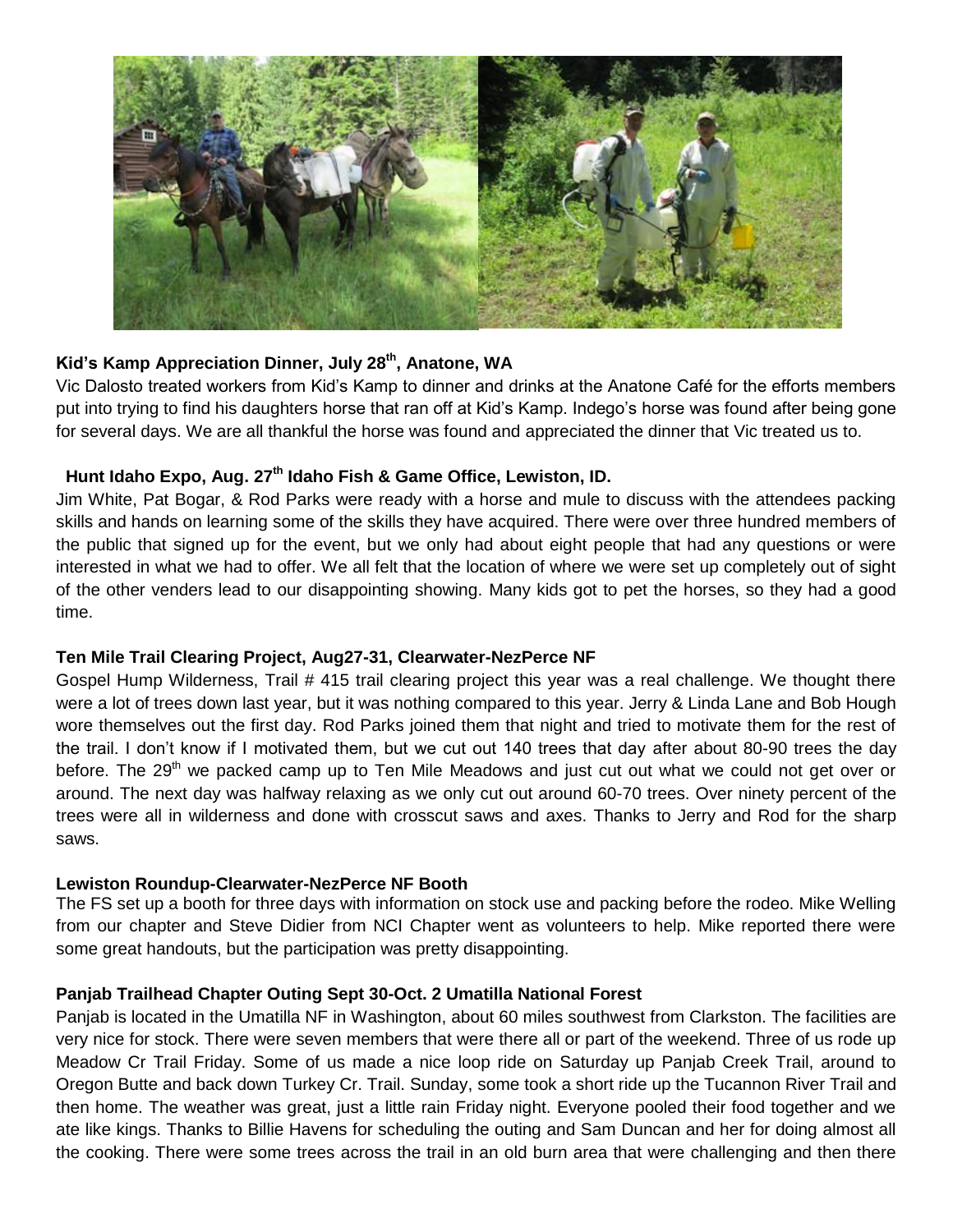### Kid's Kamp Appreciation Dinner, July 28th, Anatone, WA

Vic Dalosto treated workers from Kid's Kamp to dinner and drinks at the Anatone Café for the efforts members put into trying to find his daughters horse that ran off at Kid's Kamp. Indego's horse was found after being gone for several days. We are all thankful the horse was found and appreciated the dinner that Vic treated us to.

### Hunt Idaho Expo, Aug. 27th Idaho Fish & Game Office, Lewiston, ID.

Jim White, Pat Bogar, & Rod Parks were ready with a horse and mule to discuss with the attendees packing skills and hands on learning some of the skills they have acquired. There were over three hundred members of the public that signed up for the event, but we only had about eight people that had any questions or were interested in what we had to offer. We all felt that the location of where we were set up completely out of sight of the other venders lead to our disappointing showing. Many kids got to pet the horses, so they had a good time.

### Ten Mile Trail Clearing Project, Aug27-31, Clearwater-NezPerce NF

Gospel Hump Wilderness, Trail # 415 trail clearing project this year was a real challenge. We thought there were a lot of trees down last year, but it was nothing compared to this year. Jerry & Linda Lane and Bob Hough wore themselves out the first day. Rod Parks joined them that night and tried to motivate them for the rest of the trail. I don't know if I motivated them, but we cut out 140 trees that day after about 80-90 trees the day before. The 29th we packed camp up to Ten Mile Meadows and just cut out what we could not get over or around. The next day was halfway relaxing as we only cut out around 60-70 trees. Over ninety percent of the trees were all in wilderness and done with crosscut saws and axes. Thanks to Jerry and Rod for the sharp saws.

### Lewiston Roundup-Clearwater-NezPerce NF Booth

The FS set up a booth for three days with information on stock use and packing before the rodeo. Mike Welling from our chapter and Steve Didier from NCI Chapter went as volunteers to help. Mike reported there were some great handouts, but the participation was pretty disappointing.

### Panjab Trailhead Chapter Outing Sept 30-Oct. 2 Umatilla National Forest

Panjab is located in the Umatilla NF in Washington, about 60 miles southwest from Clarkston. The facilities are very nice for stock. There were seven members that were there all or part of the weekend. Three of us rode up Meadow Cr Trail Friday. Some of us made a nice loop ride on Saturday up Panjab Creek Trail, around to Oregon Butte and back down Turkey Cr. Trail. Sunday, some took a short ride up the Tucannon River Trail and then home. The weather was great, just a little rain Friday night. Everyone pooled their food together and we ate like kings. Thanks to Billie Havens for scheduling the outing and Sam Duncan and her for doing almost all the cooking. There were some trees across the trail in an old burn area that were challenging and then there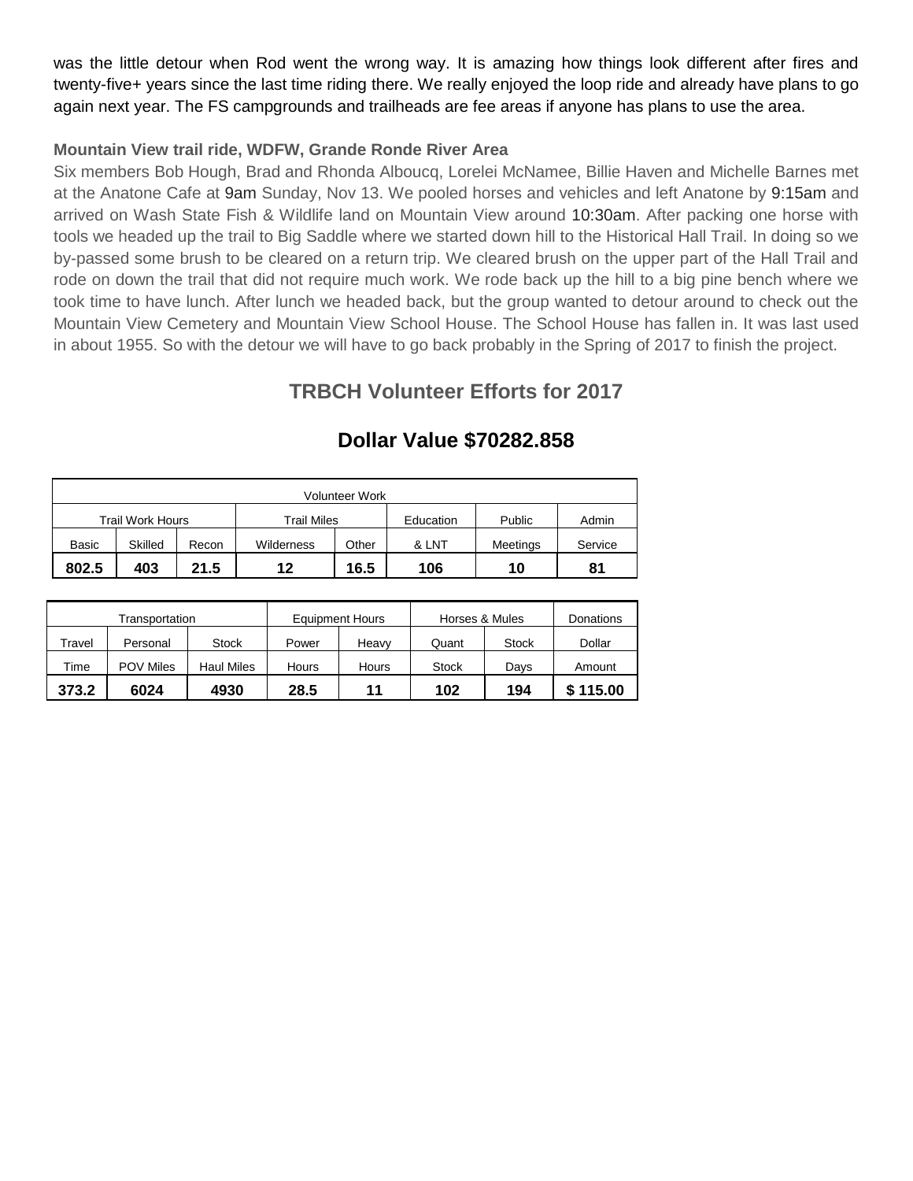was the little detour when Rod went the wrong way. It is amazing how things look different after fires and twenty-five+ years since the last time riding there. We really enjoyed the loop ride and already have plans to go again next year. The FS campgrounds and trailheads are fee areas if anyone has plans to use the area.

**Mountain View trail ride, WDFW, Grande Ronde River Area**

Six members Bob Hough, Brad and Rhonda Alboucq, Lorelei McNamee, Billie Haven and Michelle Barnes met at the Anatone Cafe at 9am Sunday, Nov 13. We pooled horses and vehicles and left Anatone by 9:15am and arrived on Wash State Fish & Wildlife land on Mountain View around 10:30am. After packing one horse with tools we headed up the trail to Big Saddle where we started down hill to the Historical Hall Trail. In doing so we by-passed some brush to be cleared on a return trip. We cleared brush on the upper part of the Hall Trail and rode on down the trail that did not require much work. We rode back up the hill to a big pine bench where we took time to have lunch. After lunch we headed back, but the group wanted to detour around to check out the Mountain View Cemetery and Mountain View School House. The School House has fallen in. It was last used in about 1955. So with the detour we will have to go back probably in the Spring of 2017 to finish the project.

## TRBCH Volunteer Efforts for 2017

## Dollar Value $70282.858

| Volunteer Work | | | | | | | |
|---|---|---|---|---|---|---|---|
| Trail Work Hours | | | Trail Miles | | Education | Public | Admin |
| Basic | Skilled | Recon | Wilderness | Other | & LNT | Meetings | Service |
| **802.5** | **403** | **21.5** | **12** | **16.5** | **106** | **10** | **81** |

| Transportation | | | Equipment Hours | | Horses & Mules | | Donations |
|---|---|---|---|---|---|---|---|
| Travel | Personal | Stock | Power | Heavy | Quant | Stock | Dollar |
| Time | POV Miles | Haul Miles | Hours | Hours | Stock | Days | Amount |
| **373.2** | **6024** | **4930** | **28.5** | **11** | **102** | **194** | **$ 115.00** |